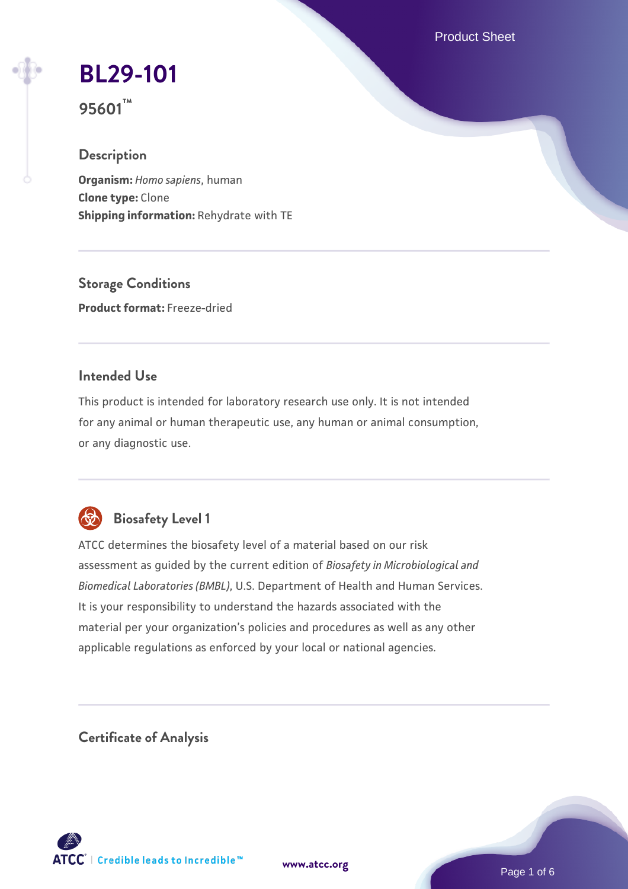# BL29-101

**95601™**

## Description

**Organism:** *Homo sapiens*, human
**Clone type:** Clone
**Shipping information:** Rehydrate with TE

## Storage Conditions

**Product format:** Freeze-dried

## Intended Use

This product is intended for laboratory research use only. It is not intended for any animal or human therapeutic use, any human or animal consumption, or any diagnostic use.

## Biosafety Level 1

ATCC determines the biosafety level of a material based on our risk assessment as guided by the current edition of *Biosafety in Microbiological and Biomedical Laboratories (BMBL)*, U.S. Department of Health and Human Services. It is your responsibility to understand the hazards associated with the material per your organization's policies and procedures as well as any other applicable regulations as enforced by your local or national agencies.

## Certificate of Analysis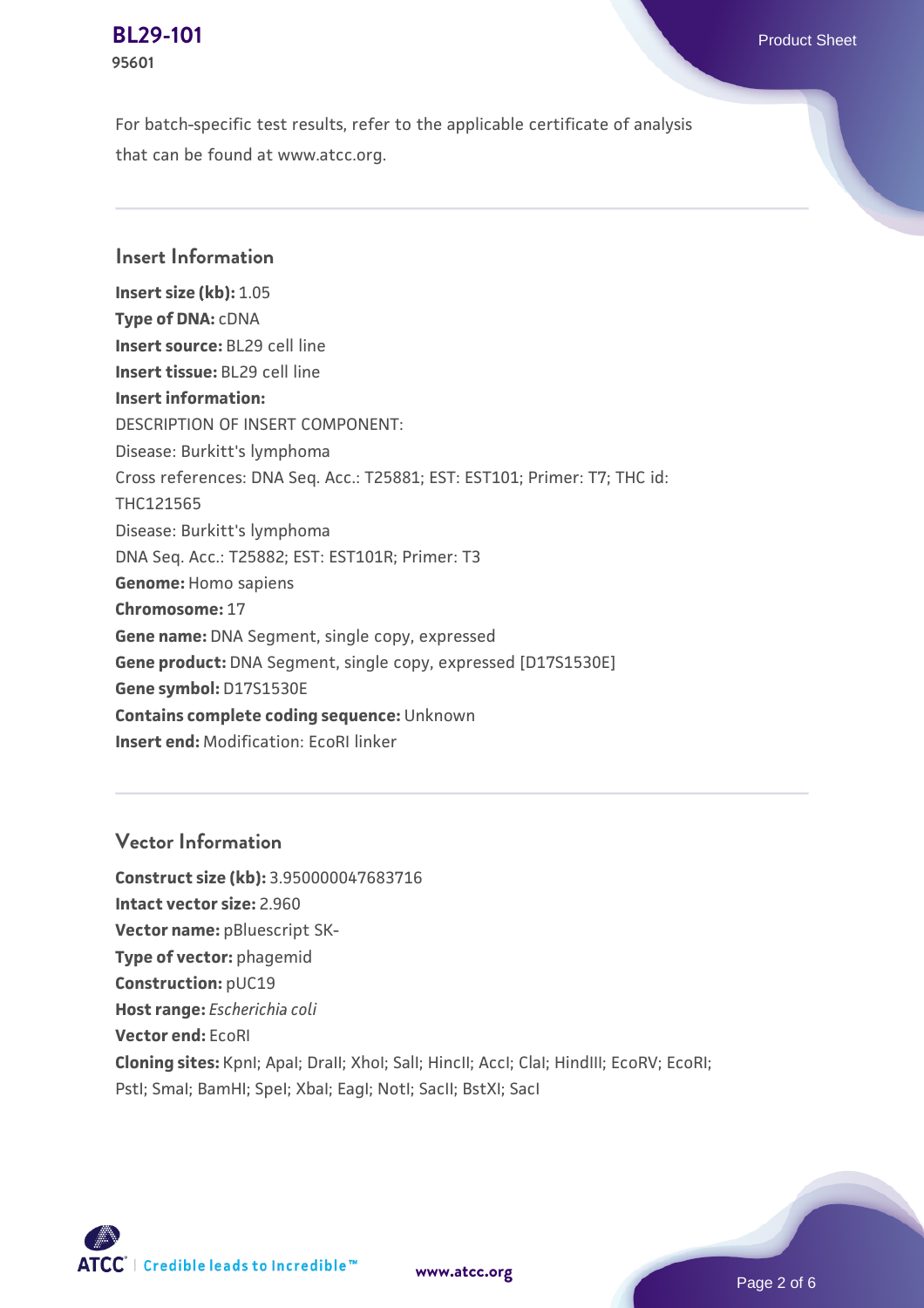For batch-specific test results, refer to the applicable certificate of analysis that can be found at www.atcc.org.

## Insert Information

**Insert size (kb):** 1.05

**Type of DNA:** cDNA

**Insert source:** BL29 cell line

**Insert tissue:** BL29 cell line

**Insert information:**

DESCRIPTION OF INSERT COMPONENT:

Disease: Burkitt's lymphoma

Cross references: DNA Seq. Acc.: T25881; EST: EST101; Primer: T7; THC id: THC121565

Disease: Burkitt's lymphoma

DNA Seq. Acc.: T25882; EST: EST101R; Primer: T3

**Genome:** Homo sapiens

**Chromosome:** 17

**Gene name:** DNA Segment, single copy, expressed

**Gene product:** DNA Segment, single copy, expressed [D17S1530E]

**Gene symbol:** D17S1530E

**Contains complete coding sequence:** Unknown

**Insert end:** Modification: EcoRI linker

## Vector Information

**Construct size (kb):** 3.950000047683716

**Intact vector size:** 2.960

**Vector name:** pBluescript SK-

**Type of vector:** phagemid

**Construction:** pUC19

**Host range:** *Escherichia coli*

**Vector end:** EcoRI

**Cloning sites:** KpnI; ApaI; DraII; XhoI; SalI; HincII; AccI; ClaI; HindIII; EcoRV; EcoRI; PstI; SmaI; BamHI; SpeI; XbaI; EagI; NotI; SacII; BstXI; SacI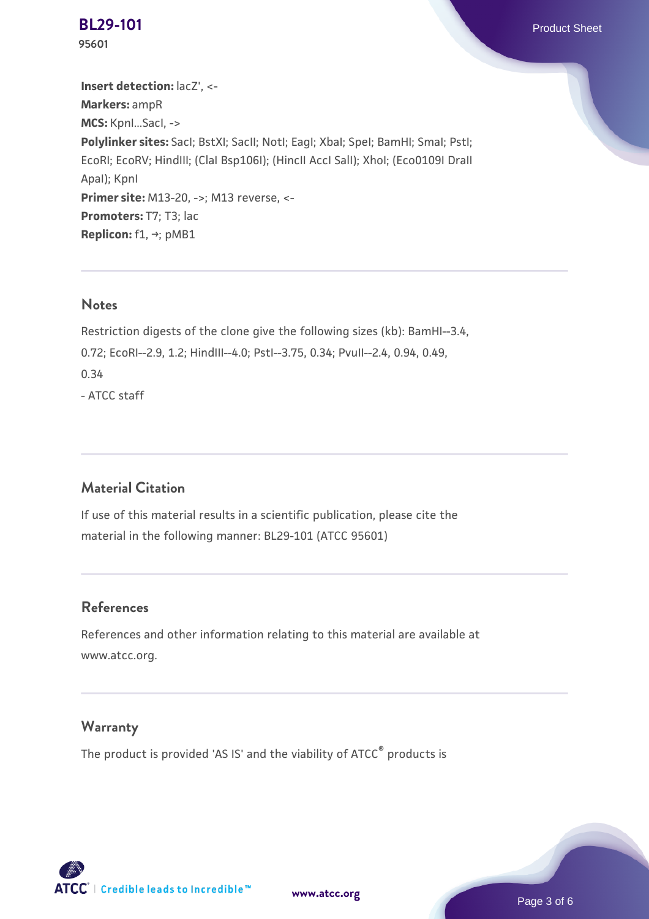**Insert detection:** lacZ', <-
**Markers:** ampR
**MCS:** KpnI...SacI, ->
**Polylinker sites:** SacI; BstXI; SacII; NotI; EagI; XbaI; SpeI; BamHI; SmaI; PstI; EcoRI; EcoRV; HindIII; (ClaI Bsp106I); (HincII AccI SalI); XhoI; (Eco0109I DraII ApaI); KpnI
**Primer site:** M13-20, ->; M13 reverse, <-
**Promoters:** T7; T3; lac
**Replicon:** f1, ->; pMB1

## Notes

Restriction digests of the clone give the following sizes (kb): BamHI--3.4, 0.72; EcoRI--2.9, 1.2; HindIII--4.0; PstI--3.75, 0.34; PvuII--2.4, 0.94, 0.49, 0.34
- ATCC staff

## Material Citation

If use of this material results in a scientific publication, please cite the material in the following manner: BL29-101 (ATCC 95601)

## References

References and other information relating to this material are available at www.atcc.org.

## Warranty

The product is provided 'AS IS' and the viability of ATCC® products is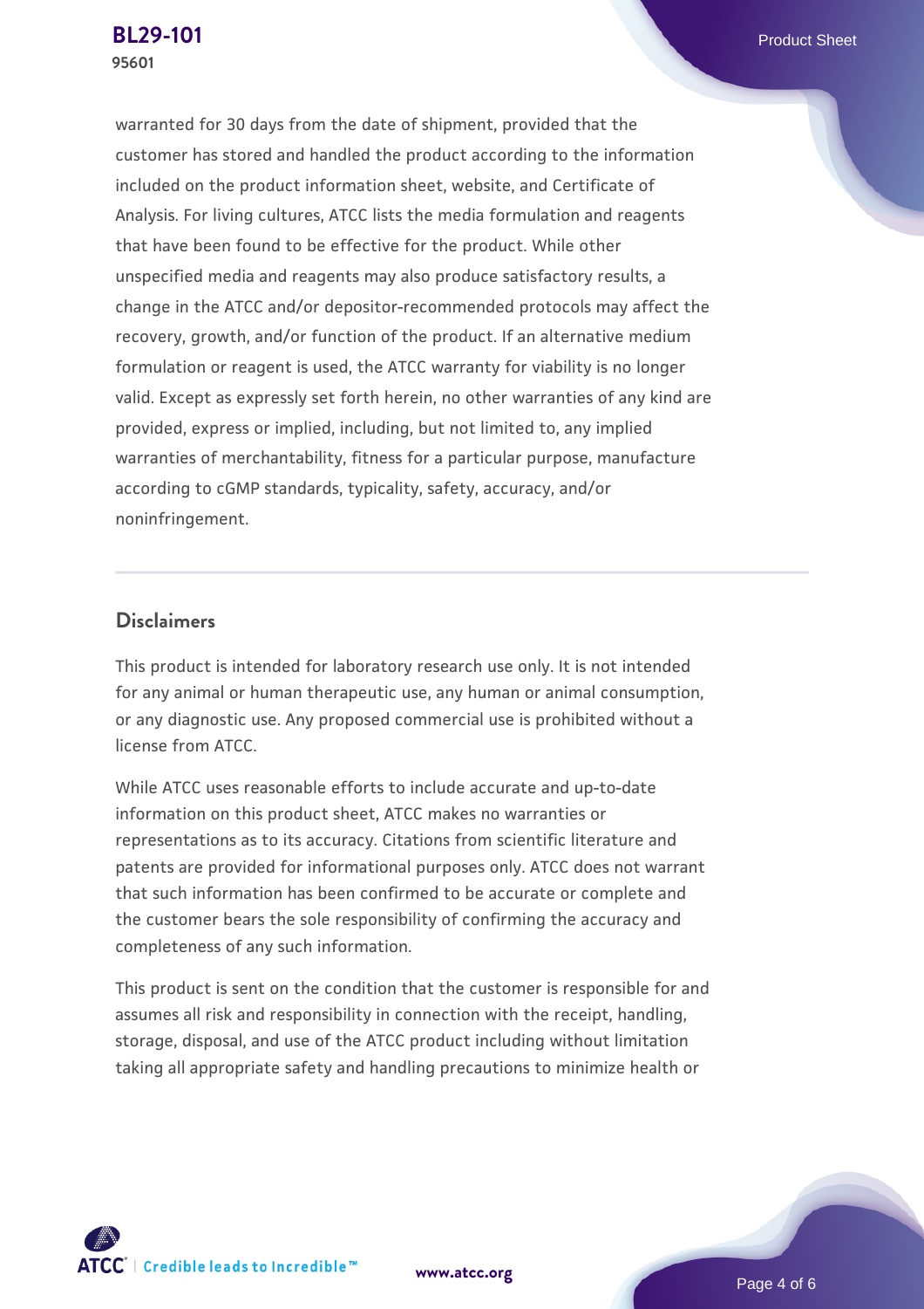warranted for 30 days from the date of shipment, provided that the customer has stored and handled the product according to the information included on the product information sheet, website, and Certificate of Analysis. For living cultures, ATCC lists the media formulation and reagents that have been found to be effective for the product. While other unspecified media and reagents may also produce satisfactory results, a change in the ATCC and/or depositor-recommended protocols may affect the recovery, growth, and/or function of the product. If an alternative medium formulation or reagent is used, the ATCC warranty for viability is no longer valid. Except as expressly set forth herein, no other warranties of any kind are provided, express or implied, including, but not limited to, any implied warranties of merchantability, fitness for a particular purpose, manufacture according to cGMP standards, typicality, safety, accuracy, and/or noninfringement.

## Disclaimers

This product is intended for laboratory research use only. It is not intended for any animal or human therapeutic use, any human or animal consumption, or any diagnostic use. Any proposed commercial use is prohibited without a license from ATCC.

While ATCC uses reasonable efforts to include accurate and up-to-date information on this product sheet, ATCC makes no warranties or representations as to its accuracy. Citations from scientific literature and patents are provided for informational purposes only. ATCC does not warrant that such information has been confirmed to be accurate or complete and the customer bears the sole responsibility of confirming the accuracy and completeness of any such information.

This product is sent on the condition that the customer is responsible for and assumes all risk and responsibility in connection with the receipt, handling, storage, disposal, and use of the ATCC product including without limitation taking all appropriate safety and handling precautions to minimize health or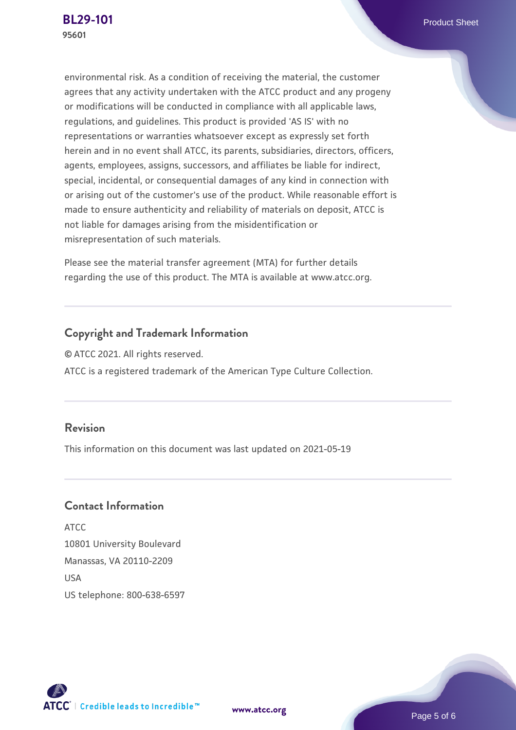environmental risk. As a condition of receiving the material, the customer agrees that any activity undertaken with the ATCC product and any progeny or modifications will be conducted in compliance with all applicable laws, regulations, and guidelines. This product is provided 'AS IS' with no representations or warranties whatsoever except as expressly set forth herein and in no event shall ATCC, its parents, subsidiaries, directors, officers, agents, employees, assigns, successors, and affiliates be liable for indirect, special, incidental, or consequential damages of any kind in connection with or arising out of the customer's use of the product. While reasonable effort is made to ensure authenticity and reliability of materials on deposit, ATCC is not liable for damages arising from the misidentification or misrepresentation of such materials.

Please see the material transfer agreement (MTA) for further details regarding the use of this product. The MTA is available at www.atcc.org.

## Copyright and Trademark Information

© ATCC 2021. All rights reserved.

ATCC is a registered trademark of the American Type Culture Collection.

## Revision

This information on this document was last updated on 2021-05-19

## Contact Information

ATCC
10801 University Boulevard
Manassas, VA 20110-2209
USA
US telephone: 800-638-6597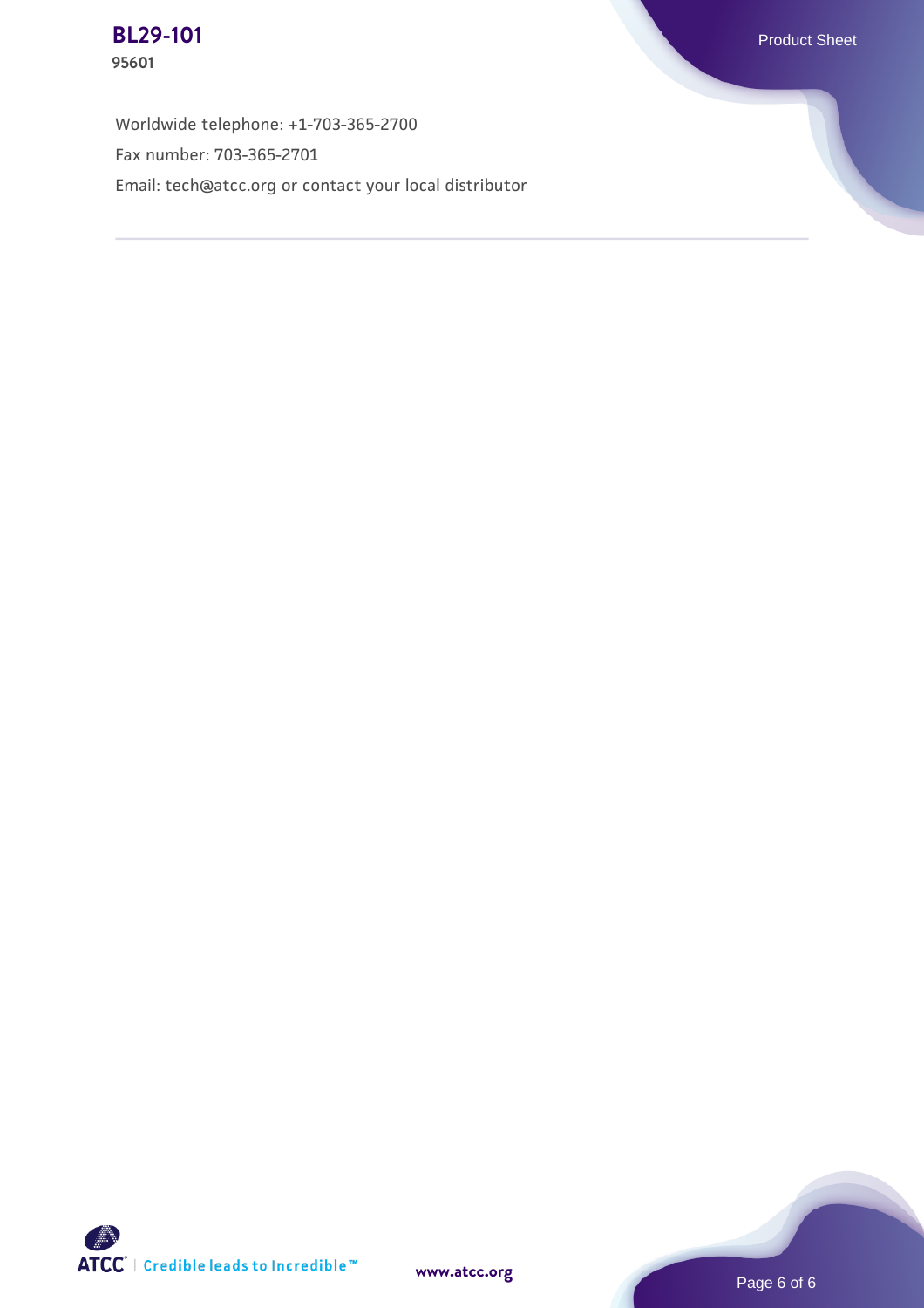Worldwide telephone: +1-703-365-2700

Fax number: 703-365-2701

Email: tech@atcc.org or contact your local distributor